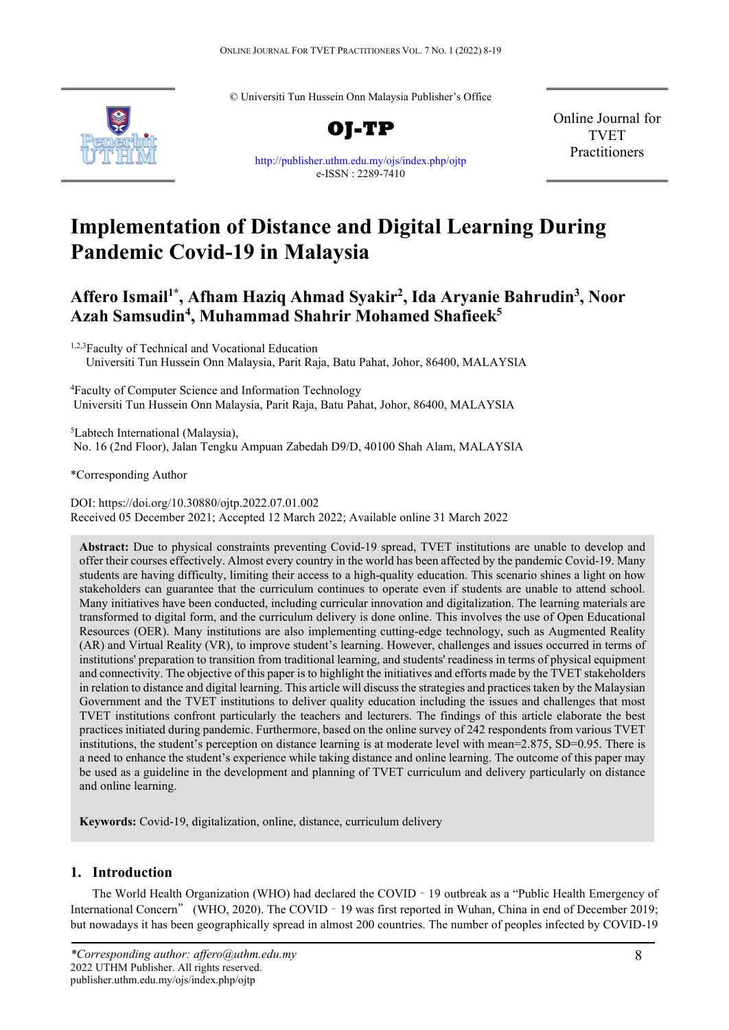© Universiti Tun Hussein Onn Malaysia Publisher's Office

**OJ-TP**

http://publisher.uthm.edu.my/ojs/index.php/ojtp
e-ISSN : 2289-7410

Online Journal for TVET Practitioners

# Implementation of Distance and Digital Learning During Pandemic Covid-19 in Malaysia

**Affero Ismail[1*], Afham Haziq Ahmad Syakir[2], Ida Aryanie Bahrudin[3], Noor Azah Samsudin[4], Muhammad Shahrir Mohamed Shafieek[5]**

[1,2,3]Faculty of Technical and Vocational Education
Universiti Tun Hussein Onn Malaysia, Parit Raja, Batu Pahat, Johor, 86400, MALAYSIA

[4]Faculty of Computer Science and Information Technology
Universiti Tun Hussein Onn Malaysia, Parit Raja, Batu Pahat, Johor, 86400, MALAYSIA

[5]Labtech International (Malaysia),
No. 16 (2nd Floor), Jalan Tengku Ampuan Zabedah D9/D, 40100 Shah Alam, MALAYSIA

*Corresponding Author

DOI: https://doi.org/10.30880/ojtp.2022.07.01.002
Received 05 December 2021; Accepted 12 March 2022; Available online 31 March 2022

**Abstract:** Due to physical constraints preventing Covid-19 spread, TVET institutions are unable to develop and offer their courses effectively. Almost every country in the world has been affected by the pandemic Covid-19. Many students are having difficulty, limiting their access to a high-quality education. This scenario shines a light on how stakeholders can guarantee that the curriculum continues to operate even if students are unable to attend school. Many initiatives have been conducted, including curricular innovation and digitalization. The learning materials are transformed to digital form, and the curriculum delivery is done online. This involves the use of Open Educational Resources (OER). Many institutions are also implementing cutting-edge technology, such as Augmented Reality (AR) and Virtual Reality (VR), to improve student's learning. However, challenges and issues occurred in terms of institutions' preparation to transition from traditional learning, and students' readiness in terms of physical equipment and connectivity. The objective of this paper is to highlight the initiatives and efforts made by the TVET stakeholders in relation to distance and digital learning. This article will discuss the strategies and practices taken by the Malaysian Government and the TVET institutions to deliver quality education including the issues and challenges that most TVET institutions confront particularly the teachers and lecturers. The findings of this article elaborate the best practices initiated during pandemic. Furthermore, based on the online survey of 242 respondents from various TVET institutions, the student's perception on distance learning is at moderate level with mean=2.875, SD=0.95. There is a need to enhance the student's experience while taking distance and online learning. The outcome of this paper may be used as a guideline in the development and planning of TVET curriculum and delivery particularly on distance and online learning.

**Keywords:** Covid-19, digitalization, online, distance, curriculum delivery

## 1. Introduction

The World Health Organization (WHO) had declared the COVID‐19 outbreak as a "Public Health Emergency of International Concern" (WHO, 2020). The COVID‐19 was first reported in Wuhan, China in end of December 2019; but nowadays it has been geographically spread in almost 200 countries. The number of peoples infected by COVID-19

*Corresponding author: affero@uthm.edu.my
2022 UTHM Publisher. All rights reserved.
publisher.uthm.edu.my/ojs/index.php/ojtp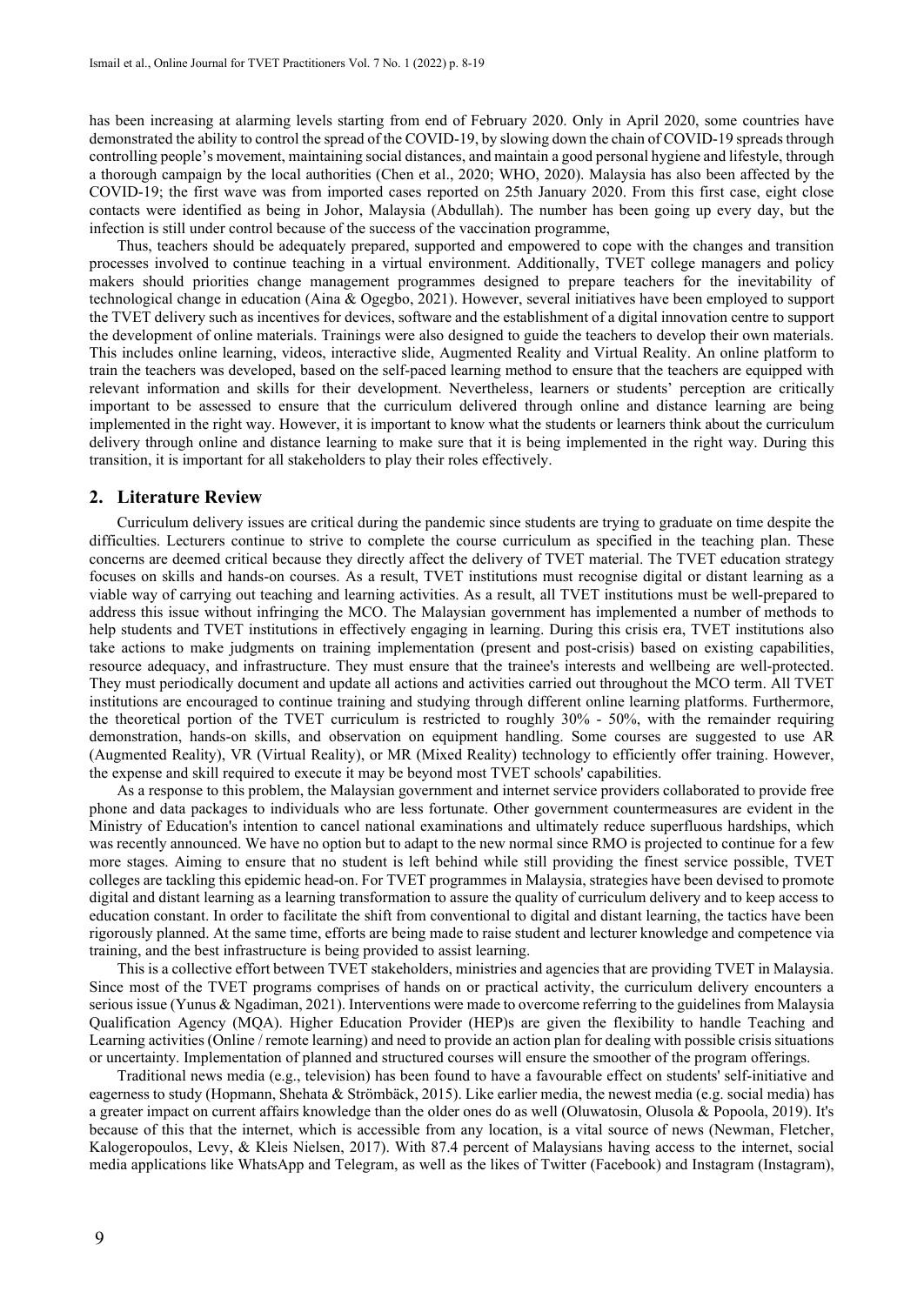has been increasing at alarming levels starting from end of February 2020. Only in April 2020, some countries have demonstrated the ability to control the spread of the COVID-19, by slowing down the chain of COVID-19 spreads through controlling people's movement, maintaining social distances, and maintain a good personal hygiene and lifestyle, through a thorough campaign by the local authorities (Chen et al., 2020; WHO, 2020). Malaysia has also been affected by the COVID-19; the first wave was from imported cases reported on 25th January 2020. From this first case, eight close contacts were identified as being in Johor, Malaysia (Abdullah). The number has been going up every day, but the infection is still under control because of the success of the vaccination programme,

Thus, teachers should be adequately prepared, supported and empowered to cope with the changes and transition processes involved to continue teaching in a virtual environment. Additionally, TVET college managers and policy makers should priorities change management programmes designed to prepare teachers for the inevitability of technological change in education (Aina & Ogegbo, 2021). However, several initiatives have been employed to support the TVET delivery such as incentives for devices, software and the establishment of a digital innovation centre to support the development of online materials. Trainings were also designed to guide the teachers to develop their own materials. This includes online learning, videos, interactive slide, Augmented Reality and Virtual Reality. An online platform to train the teachers was developed, based on the self-paced learning method to ensure that the teachers are equipped with relevant information and skills for their development. Nevertheless, learners or students' perception are critically important to be assessed to ensure that the curriculum delivered through online and distance learning are being implemented in the right way. However, it is important to know what the students or learners think about the curriculum delivery through online and distance learning to make sure that it is being implemented in the right way. During this transition, it is important for all stakeholders to play their roles effectively.

## 2. Literature Review

Curriculum delivery issues are critical during the pandemic since students are trying to graduate on time despite the difficulties. Lecturers continue to strive to complete the course curriculum as specified in the teaching plan. These concerns are deemed critical because they directly affect the delivery of TVET material. The TVET education strategy focuses on skills and hands-on courses. As a result, TVET institutions must recognise digital or distant learning as a viable way of carrying out teaching and learning activities. As a result, all TVET institutions must be well-prepared to address this issue without infringing the MCO. The Malaysian government has implemented a number of methods to help students and TVET institutions in effectively engaging in learning. During this crisis era, TVET institutions also take actions to make judgments on training implementation (present and post-crisis) based on existing capabilities, resource adequacy, and infrastructure. They must ensure that the trainee's interests and wellbeing are well-protected. They must periodically document and update all actions and activities carried out throughout the MCO term. All TVET institutions are encouraged to continue training and studying through different online learning platforms. Furthermore, the theoretical portion of the TVET curriculum is restricted to roughly 30% - 50%, with the remainder requiring demonstration, hands-on skills, and observation on equipment handling. Some courses are suggested to use AR (Augmented Reality), VR (Virtual Reality), or MR (Mixed Reality) technology to efficiently offer training. However, the expense and skill required to execute it may be beyond most TVET schools' capabilities.

As a response to this problem, the Malaysian government and internet service providers collaborated to provide free phone and data packages to individuals who are less fortunate. Other government countermeasures are evident in the Ministry of Education's intention to cancel national examinations and ultimately reduce superfluous hardships, which was recently announced. We have no option but to adapt to the new normal since RMO is projected to continue for a few more stages. Aiming to ensure that no student is left behind while still providing the finest service possible, TVET colleges are tackling this epidemic head-on. For TVET programmes in Malaysia, strategies have been devised to promote digital and distant learning as a learning transformation to assure the quality of curriculum delivery and to keep access to education constant. In order to facilitate the shift from conventional to digital and distant learning, the tactics have been rigorously planned. At the same time, efforts are being made to raise student and lecturer knowledge and competence via training, and the best infrastructure is being provided to assist learning.

This is a collective effort between TVET stakeholders, ministries and agencies that are providing TVET in Malaysia. Since most of the TVET programs comprises of hands on or practical activity, the curriculum delivery encounters a serious issue (Yunus & Ngadiman, 2021). Interventions were made to overcome referring to the guidelines from Malaysia Qualification Agency (MQA). Higher Education Provider (HEP)s are given the flexibility to handle Teaching and Learning activities (Online / remote learning) and need to provide an action plan for dealing with possible crisis situations or uncertainty. Implementation of planned and structured courses will ensure the smoother of the program offerings.

Traditional news media (e.g., television) has been found to have a favourable effect on students' self-initiative and eagerness to study (Hopmann, Shehata & Strömbäck, 2015). Like earlier media, the newest media (e.g. social media) has a greater impact on current affairs knowledge than the older ones do as well (Oluwatosin, Olusola & Popoola, 2019). It's because of this that the internet, which is accessible from any location, is a vital source of news (Newman, Fletcher, Kalogeropoulos, Levy, & Kleis Nielsen, 2017). With 87.4 percent of Malaysians having access to the internet, social media applications like WhatsApp and Telegram, as well as the likes of Twitter (Facebook) and Instagram (Instagram),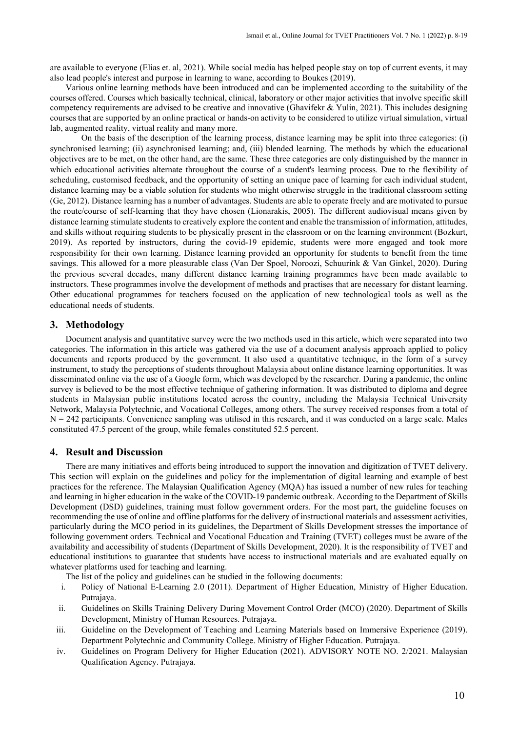are available to everyone (Elias et. al, 2021). While social media has helped people stay on top of current events, it may also lead people's interest and purpose in learning to wane, according to Boukes (2019).

Various online learning methods have been introduced and can be implemented according to the suitability of the courses offered. Courses which basically technical, clinical, laboratory or other major activities that involve specific skill competency requirements are advised to be creative and innovative (Ghavifekr & Yulin, 2021). This includes designing courses that are supported by an online practical or hands-on activity to be considered to utilize virtual simulation, virtual lab, augmented reality, virtual reality and many more.

On the basis of the description of the learning process, distance learning may be split into three categories: (i) synchronised learning; (ii) asynchronised learning; and, (iii) blended learning. The methods by which the educational objectives are to be met, on the other hand, are the same. These three categories are only distinguished by the manner in which educational activities alternate throughout the course of a student's learning process. Due to the flexibility of scheduling, customised feedback, and the opportunity of setting an unique pace of learning for each individual student, distance learning may be a viable solution for students who might otherwise struggle in the traditional classroom setting (Ge, 2012). Distance learning has a number of advantages. Students are able to operate freely and are motivated to pursue the route/course of self-learning that they have chosen (Lionarakis, 2005). The different audiovisual means given by distance learning stimulate students to creatively explore the content and enable the transmission of information, attitudes, and skills without requiring students to be physically present in the classroom or on the learning environment (Bozkurt, 2019). As reported by instructors, during the covid-19 epidemic, students were more engaged and took more responsibility for their own learning. Distance learning provided an opportunity for students to benefit from the time savings. This allowed for a more pleasurable class (Van Der Spoel, Noroozi, Schuurink & Van Ginkel, 2020). During the previous several decades, many different distance learning training programmes have been made available to instructors. These programmes involve the development of methods and practises that are necessary for distant learning. Other educational programmes for teachers focused on the application of new technological tools as well as the educational needs of students.

## 3. Methodology

Document analysis and quantitative survey were the two methods used in this article, which were separated into two categories. The information in this article was gathered via the use of a document analysis approach applied to policy documents and reports produced by the government. It also used a quantitative technique, in the form of a survey instrument, to study the perceptions of students throughout Malaysia about online distance learning opportunities. It was disseminated online via the use of a Google form, which was developed by the researcher. During a pandemic, the online survey is believed to be the most effective technique of gathering information. It was distributed to diploma and degree students in Malaysian public institutions located across the country, including the Malaysia Technical University Network, Malaysia Polytechnic, and Vocational Colleges, among others. The survey received responses from a total of $N = 242$ participants. Convenience sampling was utilised in this research, and it was conducted on a large scale. Males constituted 47.5 percent of the group, while females constituted 52.5 percent.

## 4. Result and Discussion

There are many initiatives and efforts being introduced to support the innovation and digitization of TVET delivery. This section will explain on the guidelines and policy for the implementation of digital learning and example of best practices for the reference. The Malaysian Qualification Agency (MQA) has issued a number of new rules for teaching and learning in higher education in the wake of the COVID-19 pandemic outbreak. According to the Department of Skills Development (DSD) guidelines, training must follow government orders. For the most part, the guideline focuses on recommending the use of online and offline platforms for the delivery of instructional materials and assessment activities, particularly during the MCO period in its guidelines, the Department of Skills Development stresses the importance of following government orders. Technical and Vocational Education and Training (TVET) colleges must be aware of the availability and accessibility of students (Department of Skills Development, 2020). It is the responsibility of TVET and educational institutions to guarantee that students have access to instructional materials and are evaluated equally on whatever platforms used for teaching and learning.

The list of the policy and guidelines can be studied in the following documents:

i. Policy of National E-Learning 2.0 (2011). Department of Higher Education, Ministry of Higher Education. Putrajaya.
ii. Guidelines on Skills Training Delivery During Movement Control Order (MCO) (2020). Department of Skills Development, Ministry of Human Resources. Putrajaya.
iii. Guideline on the Development of Teaching and Learning Materials based on Immersive Experience (2019). Department Polytechnic and Community College. Ministry of Higher Education. Putrajaya.
iv. Guidelines on Program Delivery for Higher Education (2021). ADVISORY NOTE NO. 2/2021. Malaysian Qualification Agency. Putrajaya.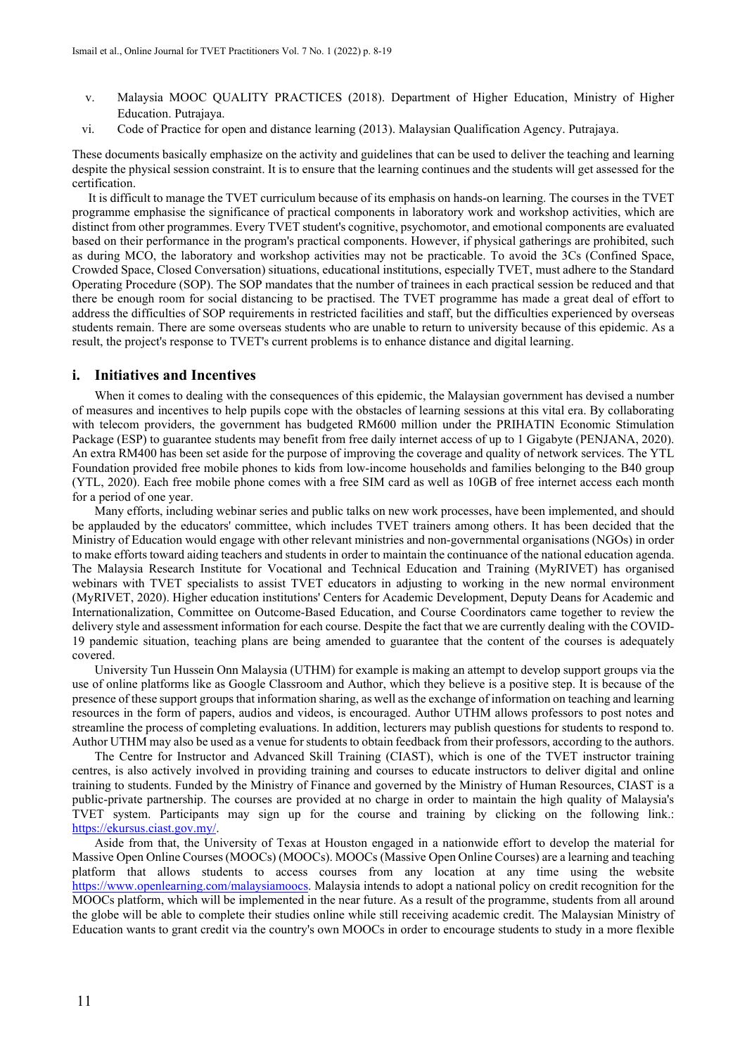v. Malaysia MOOC QUALITY PRACTICES (2018). Department of Higher Education, Ministry of Higher Education. Putrajaya.

vi. Code of Practice for open and distance learning (2013). Malaysian Qualification Agency. Putrajaya.

These documents basically emphasize on the activity and guidelines that can be used to deliver the teaching and learning despite the physical session constraint. It is to ensure that the learning continues and the students will get assessed for the certification.

It is difficult to manage the TVET curriculum because of its emphasis on hands-on learning. The courses in the TVET programme emphasise the significance of practical components in laboratory work and workshop activities, which are distinct from other programmes. Every TVET student's cognitive, psychomotor, and emotional components are evaluated based on their performance in the program's practical components. However, if physical gatherings are prohibited, such as during MCO, the laboratory and workshop activities may not be practicable. To avoid the 3Cs (Confined Space, Crowded Space, Closed Conversation) situations, educational institutions, especially TVET, must adhere to the Standard Operating Procedure (SOP). The SOP mandates that the number of trainees in each practical session be reduced and that there be enough room for social distancing to be practised. The TVET programme has made a great deal of effort to address the difficulties of SOP requirements in restricted facilities and staff, but the difficulties experienced by overseas students remain. There are some overseas students who are unable to return to university because of this epidemic. As a result, the project's response to TVET's current problems is to enhance distance and digital learning.

## i. Initiatives and Incentives

When it comes to dealing with the consequences of this epidemic, the Malaysian government has devised a number of measures and incentives to help pupils cope with the obstacles of learning sessions at this vital era. By collaborating with telecom providers, the government has budgeted RM600 million under the PRIHATIN Economic Stimulation Package (ESP) to guarantee students may benefit from free daily internet access of up to 1 Gigabyte (PENJANA, 2020). An extra RM400 has been set aside for the purpose of improving the coverage and quality of network services. The YTL Foundation provided free mobile phones to kids from low-income households and families belonging to the B40 group (YTL, 2020). Each free mobile phone comes with a free SIM card as well as 10GB of free internet access each month for a period of one year.

Many efforts, including webinar series and public talks on new work processes, have been implemented, and should be applauded by the educators' committee, which includes TVET trainers among others. It has been decided that the Ministry of Education would engage with other relevant ministries and non-governmental organisations (NGOs) in order to make efforts toward aiding teachers and students in order to maintain the continuance of the national education agenda. The Malaysia Research Institute for Vocational and Technical Education and Training (MyRIVET) has organised webinars with TVET specialists to assist TVET educators in adjusting to working in the new normal environment (MyRIVET, 2020). Higher education institutions' Centers for Academic Development, Deputy Deans for Academic and Internationalization, Committee on Outcome-Based Education, and Course Coordinators came together to review the delivery style and assessment information for each course. Despite the fact that we are currently dealing with the COVID-19 pandemic situation, teaching plans are being amended to guarantee that the content of the courses is adequately covered.

University Tun Hussein Onn Malaysia (UTHM) for example is making an attempt to develop support groups via the use of online platforms like as Google Classroom and Author, which they believe is a positive step. It is because of the presence of these support groups that information sharing, as well as the exchange of information on teaching and learning resources in the form of papers, audios and videos, is encouraged. Author UTHM allows professors to post notes and streamline the process of completing evaluations. In addition, lecturers may publish questions for students to respond to. Author UTHM may also be used as a venue for students to obtain feedback from their professors, according to the authors.

The Centre for Instructor and Advanced Skill Training (CIAST), which is one of the TVET instructor training centres, is also actively involved in providing training and courses to educate instructors to deliver digital and online training to students. Funded by the Ministry of Finance and governed by the Ministry of Human Resources, CIAST is a public-private partnership. The courses are provided at no charge in order to maintain the high quality of Malaysia's TVET system. Participants may sign up for the course and training by clicking on the following link.: https://ekursus.ciast.gov.my/.

Aside from that, the University of Texas at Houston engaged in a nationwide effort to develop the material for Massive Open Online Courses (MOOCs) (MOOCs). MOOCs (Massive Open Online Courses) are a learning and teaching platform that allows students to access courses from any location at any time using the website https://www.openlearning.com/malaysiamoocs. Malaysia intends to adopt a national policy on credit recognition for the MOOCs platform, which will be implemented in the near future. As a result of the programme, students from all around the globe will be able to complete their studies online while still receiving academic credit. The Malaysian Ministry of Education wants to grant credit via the country's own MOOCs in order to encourage students to study in a more flexible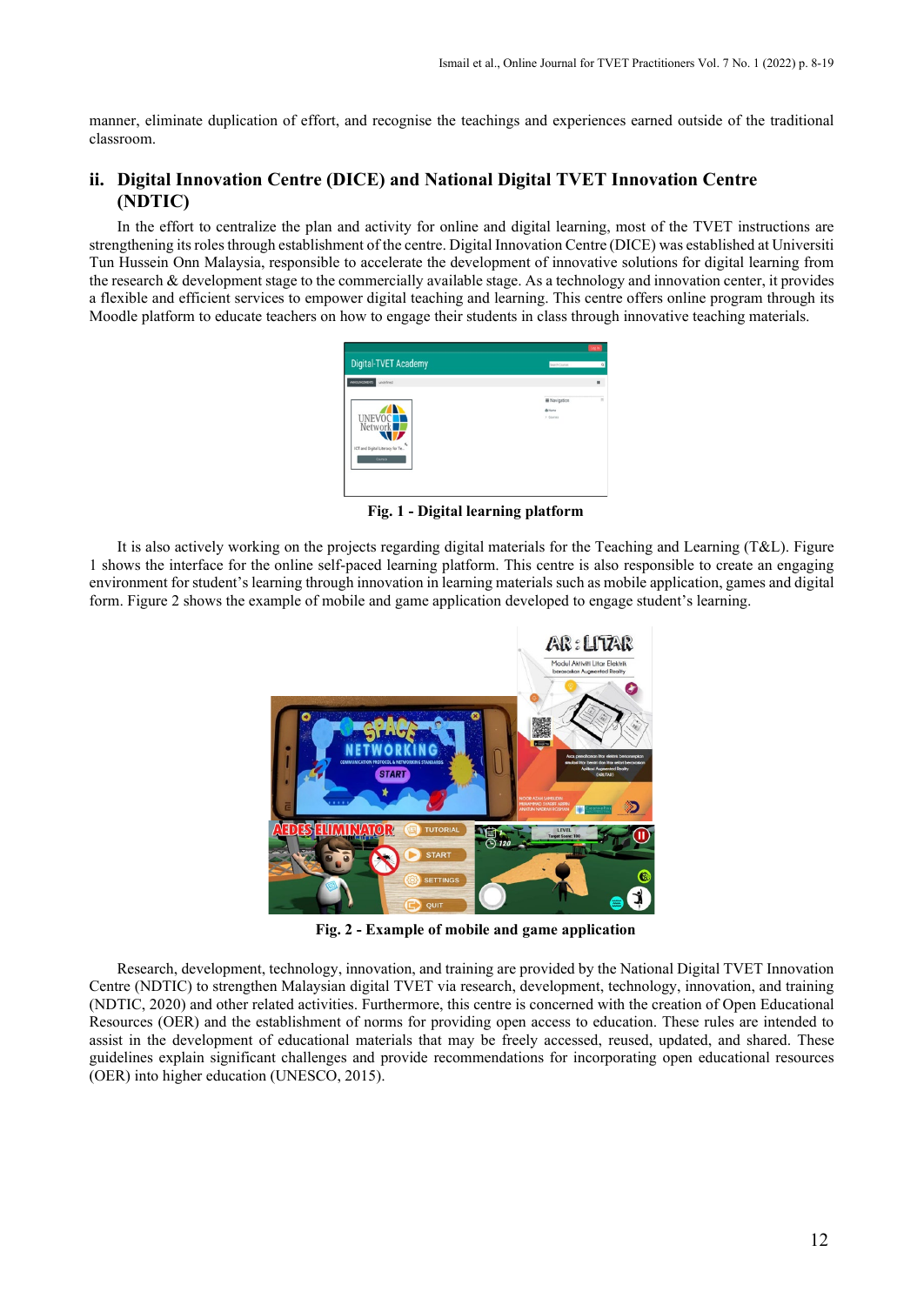manner, eliminate duplication of effort, and recognise the teachings and experiences earned outside of the traditional classroom.

## ii. Digital Innovation Centre (DICE) and National Digital TVET Innovation Centre (NDTIC)

In the effort to centralize the plan and activity for online and digital learning, most of the TVET instructions are strengthening its roles through establishment of the centre. Digital Innovation Centre (DICE) was established at Universiti Tun Hussein Onn Malaysia, responsible to accelerate the development of innovative solutions for digital learning from the research & development stage to the commercially available stage. As a technology and innovation center, it provides a flexible and efficient services to empower digital teaching and learning. This centre offers online program through its Moodle platform to educate teachers on how to engage their students in class through innovative teaching materials.

**Fig. 1 - Digital learning platform**

It is also actively working on the projects regarding digital materials for the Teaching and Learning (T&L). Figure 1 shows the interface for the online self-paced learning platform. This centre is also responsible to create an engaging environment for student's learning through innovation in learning materials such as mobile application, games and digital form. Figure 2 shows the example of mobile and game application developed to engage student's learning.

**Fig. 2 - Example of mobile and game application**

Research, development, technology, innovation, and training are provided by the National Digital TVET Innovation Centre (NDTIC) to strengthen Malaysian digital TVET via research, development, technology, innovation, and training (NDTIC, 2020) and other related activities. Furthermore, this centre is concerned with the creation of Open Educational Resources (OER) and the establishment of norms for providing open access to education. These rules are intended to assist in the development of educational materials that may be freely accessed, reused, updated, and shared. These guidelines explain significant challenges and provide recommendations for incorporating open educational resources (OER) into higher education (UNESCO, 2015).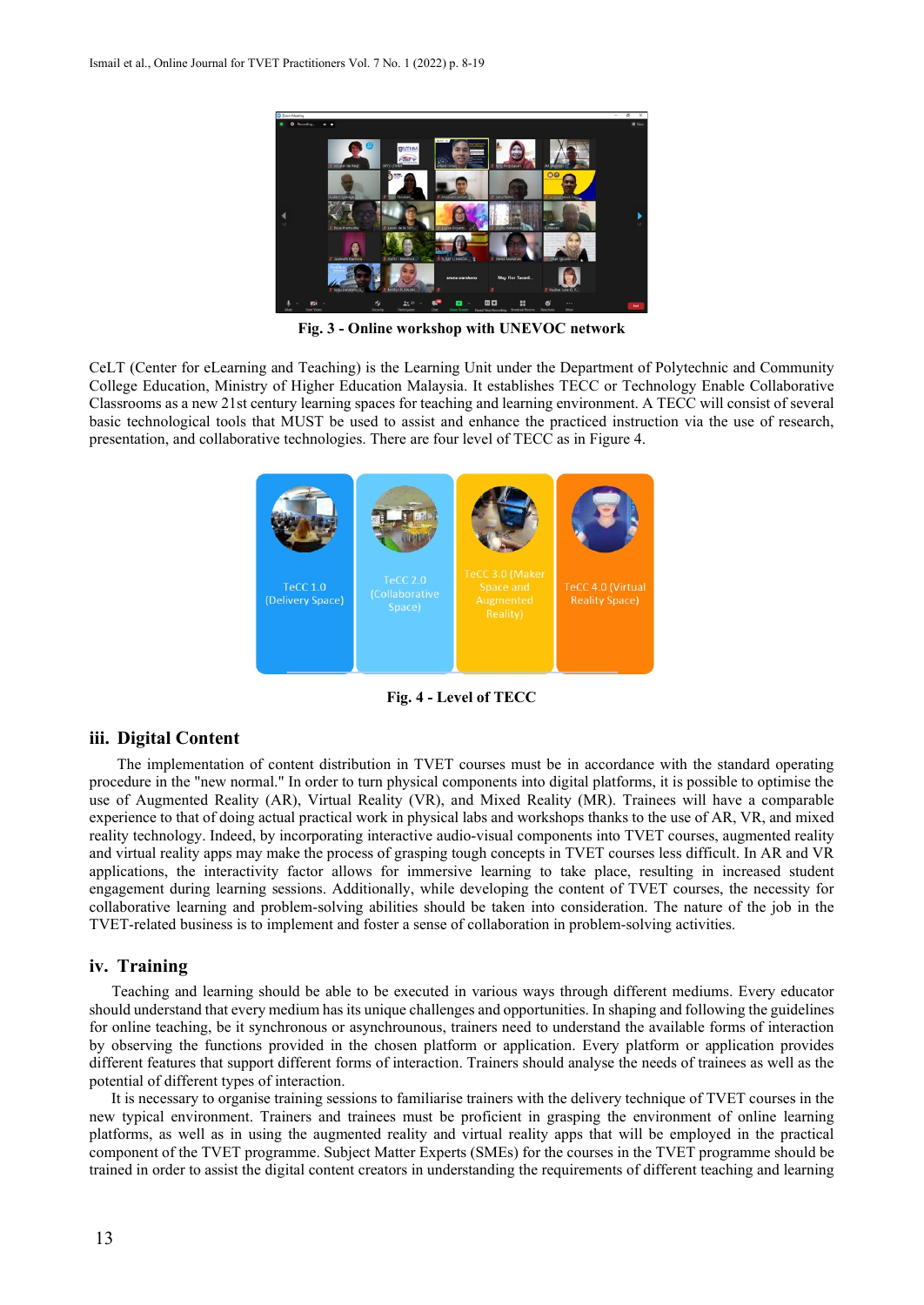Fig. 3 - Online workshop with UNEVOC network

CeLT (Center for eLearning and Teaching) is the Learning Unit under the Department of Polytechnic and Community College Education, Ministry of Higher Education Malaysia. It establishes TECC or Technology Enable Collaborative Classrooms as a new 21st century learning spaces for teaching and learning environment. A TECC will consist of several basic technological tools that MUST be used to assist and enhance the practiced instruction via the use of research, presentation, and collaborative technologies. There are four level of TECC as in Figure 4.

TeCC 1.0 (Delivery Space)

TeCC 2.0 (Collaborative Space)

TeCC 3.0 (Maker Space and Augmented Reality)

TeCC 4.0 (Virtual Reality Space)

Fig. 4 - Level of TECC

### iii. Digital Content

The implementation of content distribution in TVET courses must be in accordance with the standard operating procedure in the "new normal." In order to turn physical components into digital platforms, it is possible to optimise the use of Augmented Reality (AR), Virtual Reality (VR), and Mixed Reality (MR). Trainees will have a comparable experience to that of doing actual practical work in physical labs and workshops thanks to the use of AR, VR, and mixed reality technology. Indeed, by incorporating interactive audio-visual components into TVET courses, augmented reality and virtual reality apps may make the process of grasping tough concepts in TVET courses less difficult. In AR and VR applications, the interactivity factor allows for immersive learning to take place, resulting in increased student engagement during learning sessions. Additionally, while developing the content of TVET courses, the necessity for collaborative learning and problem-solving abilities should be taken into consideration. The nature of the job in the TVET-related business is to implement and foster a sense of collaboration in problem-solving activities.

### iv. Training

Teaching and learning should be able to be executed in various ways through different mediums. Every educator should understand that every medium has its unique challenges and opportunities. In shaping and following the guidelines for online teaching, be it synchronous or asynchronous, trainers need to understand the available forms of interaction by observing the functions provided in the chosen platform or application. Every platform or application provides different features that support different forms of interaction. Trainers should analyse the needs of trainees as well as the potential of different types of interaction.

It is necessary to organise training sessions to familiarise trainers with the delivery technique of TVET courses in the new typical environment. Trainers and trainees must be proficient in grasping the environment of online learning platforms, as well as in using the augmented reality and virtual reality apps that will be employed in the practical component of the TVET programme. Subject Matter Experts (SMEs) for the courses in the TVET programme should be trained in order to assist the digital content creators in understanding the requirements of different teaching and learning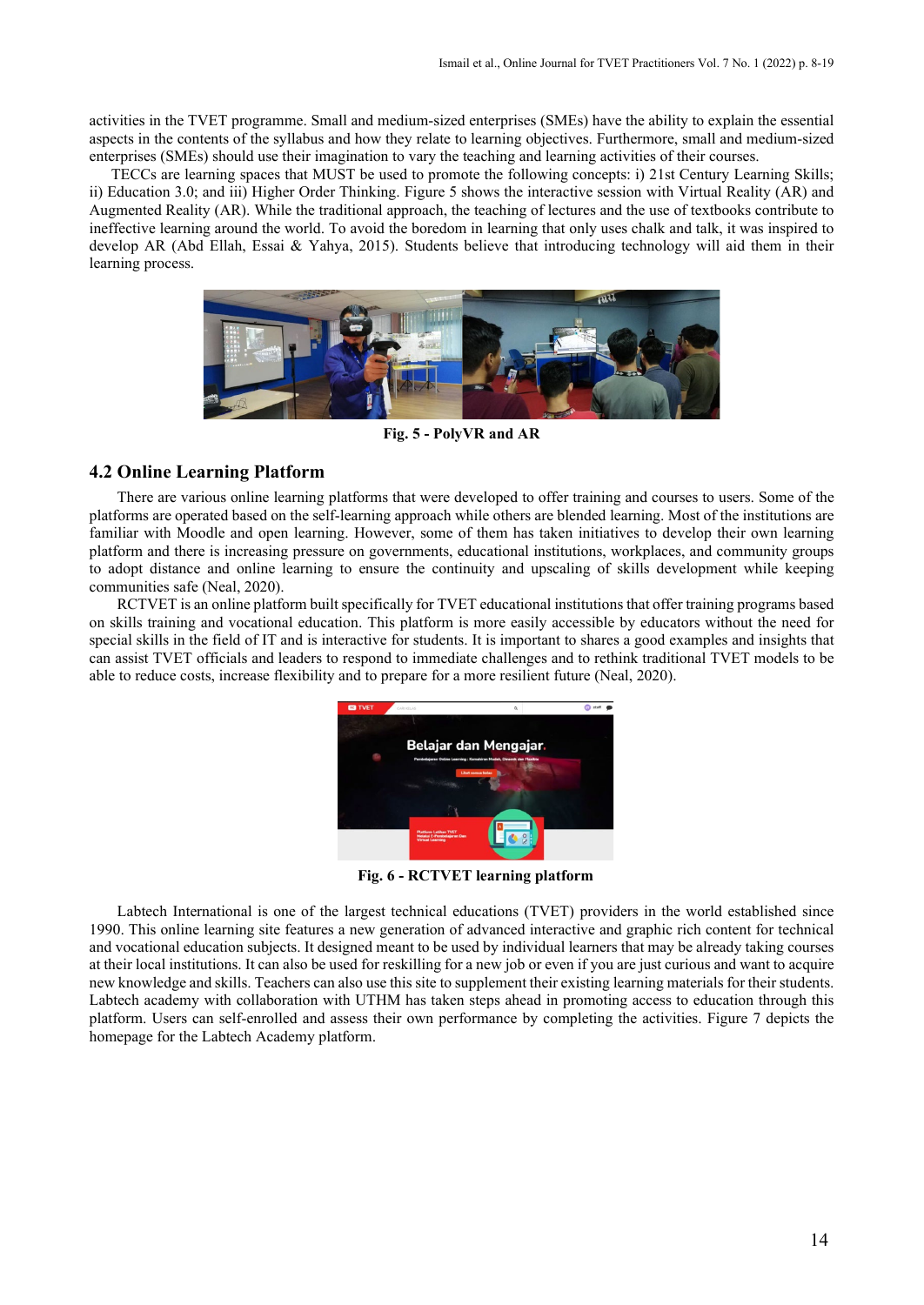activities in the TVET programme. Small and medium-sized enterprises (SMEs) have the ability to explain the essential aspects in the contents of the syllabus and how they relate to learning objectives. Furthermore, small and medium-sized enterprises (SMEs) should use their imagination to vary the teaching and learning activities of their courses.

TECCs are learning spaces that MUST be used to promote the following concepts: i) 21st Century Learning Skills; ii) Education 3.0; and iii) Higher Order Thinking. Figure 5 shows the interactive session with Virtual Reality (AR) and Augmented Reality (AR). While the traditional approach, the teaching of lectures and the use of textbooks contribute to ineffective learning around the world. To avoid the boredom in learning that only uses chalk and talk, it was inspired to develop AR (Abd Ellah, Essai & Yahya, 2015). Students believe that introducing technology will aid them in their learning process.

**Fig. 5 - PolyVR and AR**

## 4.2 Online Learning Platform

There are various online learning platforms that were developed to offer training and courses to users. Some of the platforms are operated based on the self-learning approach while others are blended learning. Most of the institutions are familiar with Moodle and open learning. However, some of them has taken initiatives to develop their own learning platform and there is increasing pressure on governments, educational institutions, workplaces, and community groups to adopt distance and online learning to ensure the continuity and upscaling of skills development while keeping communities safe (Neal, 2020).

RCTVET is an online platform built specifically for TVET educational institutions that offer training programs based on skills training and vocational education. This platform is more easily accessible by educators without the need for special skills in the field of IT and is interactive for students. It is important to shares a good examples and insights that can assist TVET officials and leaders to respond to immediate challenges and to rethink traditional TVET models to be able to reduce costs, increase flexibility and to prepare for a more resilient future (Neal, 2020).

**Fig. 6 - RCTVET learning platform**

Labtech International is one of the largest technical educations (TVET) providers in the world established since 1990. This online learning site features a new generation of advanced interactive and graphic rich content for technical and vocational education subjects. It designed meant to be used by individual learners that may be already taking courses at their local institutions. It can also be used for reskilling for a new job or even if you are just curious and want to acquire new knowledge and skills. Teachers can also use this site to supplement their existing learning materials for their students. Labtech academy with collaboration with UTHM has taken steps ahead in promoting access to education through this platform. Users can self-enrolled and assess their own performance by completing the activities. Figure 7 depicts the homepage for the Labtech Academy platform.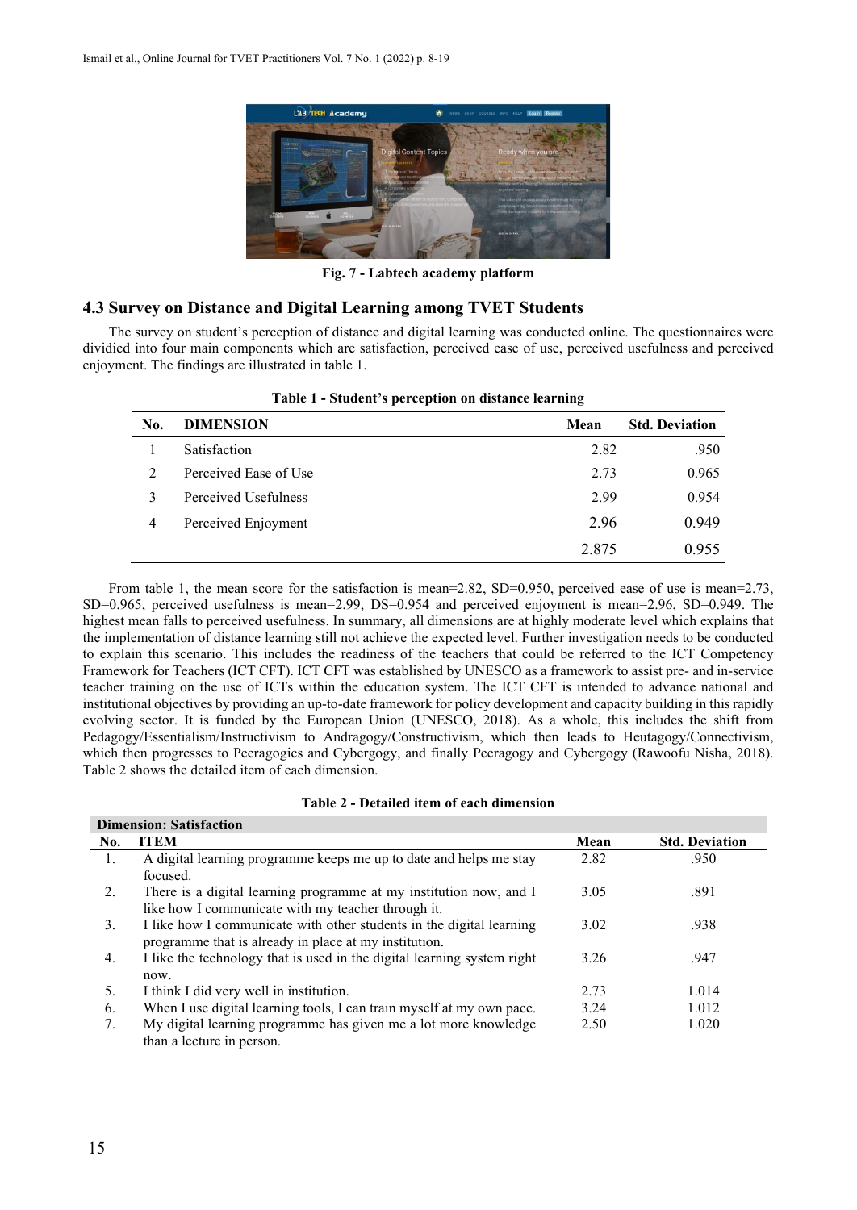Fig. 7 - Labtech academy platform

### 4.3 Survey on Distance and Digital Learning among TVET Students

The survey on student's perception of distance and digital learning was conducted online. The questionnaires were dividied into four main components which are satisfaction, perceived ease of use, perceived usefulness and perceived enjoyment. The findings are illustrated in table 1.

**Table 1 - Student's perception on distance learning**

| No. | DIMENSION | Mean | Std. Deviation |
|---|---|---|---|
| 1 | Satisfaction | 2.82 | .950 |
| 2 | Perceived Ease of Use | 2.73 | 0.965 |
| 3 | Perceived Usefulness | 2.99 | 0.954 |
| 4 | Perceived Enjoyment | 2.96 | 0.949 |
| | | 2.875 | 0.955 |

From table 1, the mean score for the satisfaction is mean=2.82, SD=0.950, perceived ease of use is mean=2.73, SD=0.965, perceived usefulness is mean=2.99, DS=0.954 and perceived enjoyment is mean=2.96, SD=0.949. The highest mean falls to perceived usefulness. In summary, all dimensions are at highly moderate level which explains that the implementation of distance learning still not achieve the expected level. Further investigation needs to be conducted to explain this scenario. This includes the readiness of the teachers that could be referred to the ICT Competency Framework for Teachers (ICT CFT). ICT CFT was established by UNESCO as a framework to assist pre- and in-service teacher training on the use of ICTs within the education system. The ICT CFT is intended to advance national and institutional objectives by providing an up-to-date framework for policy development and capacity building in this rapidly evolving sector. It is funded by the European Union (UNESCO, 2018). As a whole, this includes the shift from Pedagogy/Essentialism/Instructivism to Andragogy/Constructivism, which then leads to Heutagogy/Connectivism, which then progresses to Peeragogics and Cybergogy, and finally Peeragogy and Cybergogy (Rawoofu Nisha, 2018). Table 2 shows the detailed item of each dimension.

**Table 2 - Detailed item of each dimension**

| **Dimension: Satisfaction** | | | |
|---|---|---|---|
| **No.** | **ITEM** | **Mean** | **Std. Deviation** |
| 1. | A digital learning programme keeps me up to date and helps me stay focused. | 2.82 | .950 |
| 2. | There is a digital learning programme at my institution now, and I like how I communicate with my teacher through it. | 3.05 | .891 |
| 3. | I like how I communicate with other students in the digital learning programme that is already in place at my institution. | 3.02 | .938 |
| 4. | I like the technology that is used in the digital learning system right now. | 3.26 | .947 |
| 5. | I think I did very well in institution. | 2.73 | 1.014 |
| 6. | When I use digital learning tools, I can train myself at my own pace. | 3.24 | 1.012 |
| 7. | My digital learning programme has given me a lot more knowledge than a lecture in person. | 2.50 | 1.020 |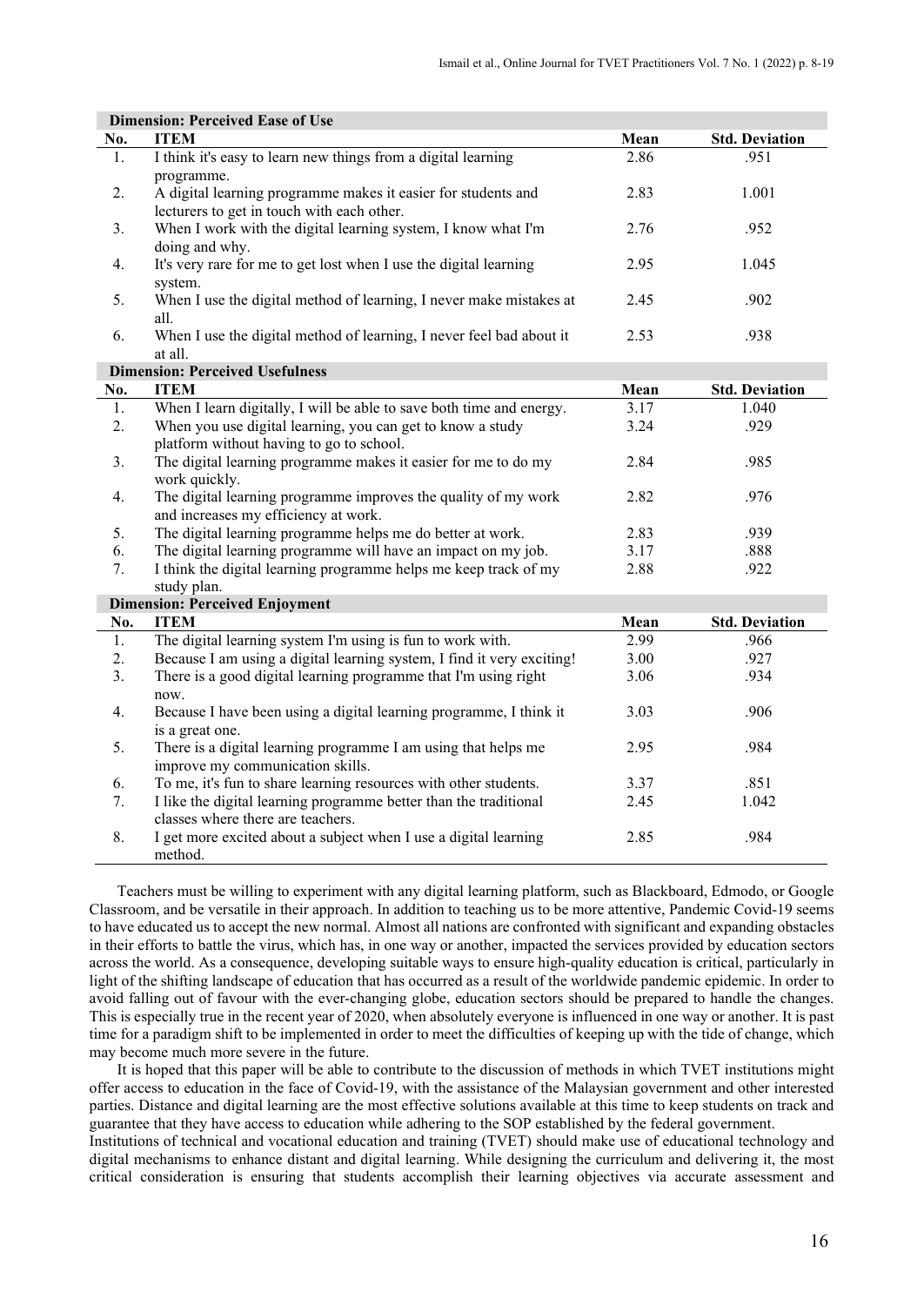| **Dimension: Perceived Ease of Use** | | | |
|---|---|---|---|
| **No.** | **ITEM** | **Mean** | **Std. Deviation** |
| 1. | I think it's easy to learn new things from a digital learning programme. | 2.86 | .951 |
| 2. | A digital learning programme makes it easier for students and lecturers to get in touch with each other. | 2.83 | 1.001 |
| 3. | When I work with the digital learning system, I know what I'm doing and why. | 2.76 | .952 |
| 4. | It's very rare for me to get lost when I use the digital learning system. | 2.95 | 1.045 |
| 5. | When I use the digital method of learning, I never make mistakes at all. | 2.45 | .902 |
| 6. | When I use the digital method of learning, I never feel bad about it at all. | 2.53 | .938 |
| **Dimension: Perceived Usefulness** | | | |
| **No.** | **ITEM** | **Mean** | **Std. Deviation** |
| 1. | When I learn digitally, I will be able to save both time and energy. | 3.17 | 1.040 |
| 2. | When you use digital learning, you can get to know a study platform without having to go to school. | 3.24 | .929 |
| 3. | The digital learning programme makes it easier for me to do my work quickly. | 2.84 | .985 |
| 4. | The digital learning programme improves the quality of my work and increases my efficiency at work. | 2.82 | .976 |
| 5. | The digital learning programme helps me do better at work. | 2.83 | .939 |
| 6. | The digital learning programme will have an impact on my job. | 3.17 | .888 |
| 7. | I think the digital learning programme helps me keep track of my study plan. | 2.88 | .922 |
| **Dimension: Perceived Enjoyment** | | | |
| **No.** | **ITEM** | **Mean** | **Std. Deviation** |
| 1. | The digital learning system I'm using is fun to work with. | 2.99 | .966 |
| 2. | Because I am using a digital learning system, I find it very exciting! | 3.00 | .927 |
| 3. | There is a good digital learning programme that I'm using right now. | 3.06 | .934 |
| 4. | Because I have been using a digital learning programme, I think it is a great one. | 3.03 | .906 |
| 5. | There is a digital learning programme I am using that helps me improve my communication skills. | 2.95 | .984 |
| 6. | To me, it's fun to share learning resources with other students. | 3.37 | .851 |
| 7. | I like the digital learning programme better than the traditional classes where there are teachers. | 2.45 | 1.042 |
| 8. | I get more excited about a subject when I use a digital learning method. | 2.85 | .984 |

Teachers must be willing to experiment with any digital learning platform, such as Blackboard, Edmodo, or Google Classroom, and be versatile in their approach. In addition to teaching us to be more attentive, Pandemic Covid-19 seems to have educated us to accept the new normal. Almost all nations are confronted with significant and expanding obstacles in their efforts to battle the virus, which has, in one way or another, impacted the services provided by education sectors across the world. As a consequence, developing suitable ways to ensure high-quality education is critical, particularly in light of the shifting landscape of education that has occurred as a result of the worldwide pandemic epidemic. In order to avoid falling out of favour with the ever-changing globe, education sectors should be prepared to handle the changes. This is especially true in the recent year of 2020, when absolutely everyone is influenced in one way or another. It is past time for a paradigm shift to be implemented in order to meet the difficulties of keeping up with the tide of change, which may become much more severe in the future.

It is hoped that this paper will be able to contribute to the discussion of methods in which TVET institutions might offer access to education in the face of Covid-19, with the assistance of the Malaysian government and other interested parties. Distance and digital learning are the most effective solutions available at this time to keep students on track and guarantee that they have access to education while adhering to the SOP established by the federal government.

Institutions of technical and vocational education and training (TVET) should make use of educational technology and digital mechanisms to enhance distant and digital learning. While designing the curriculum and delivering it, the most critical consideration is ensuring that students accomplish their learning objectives via accurate assessment and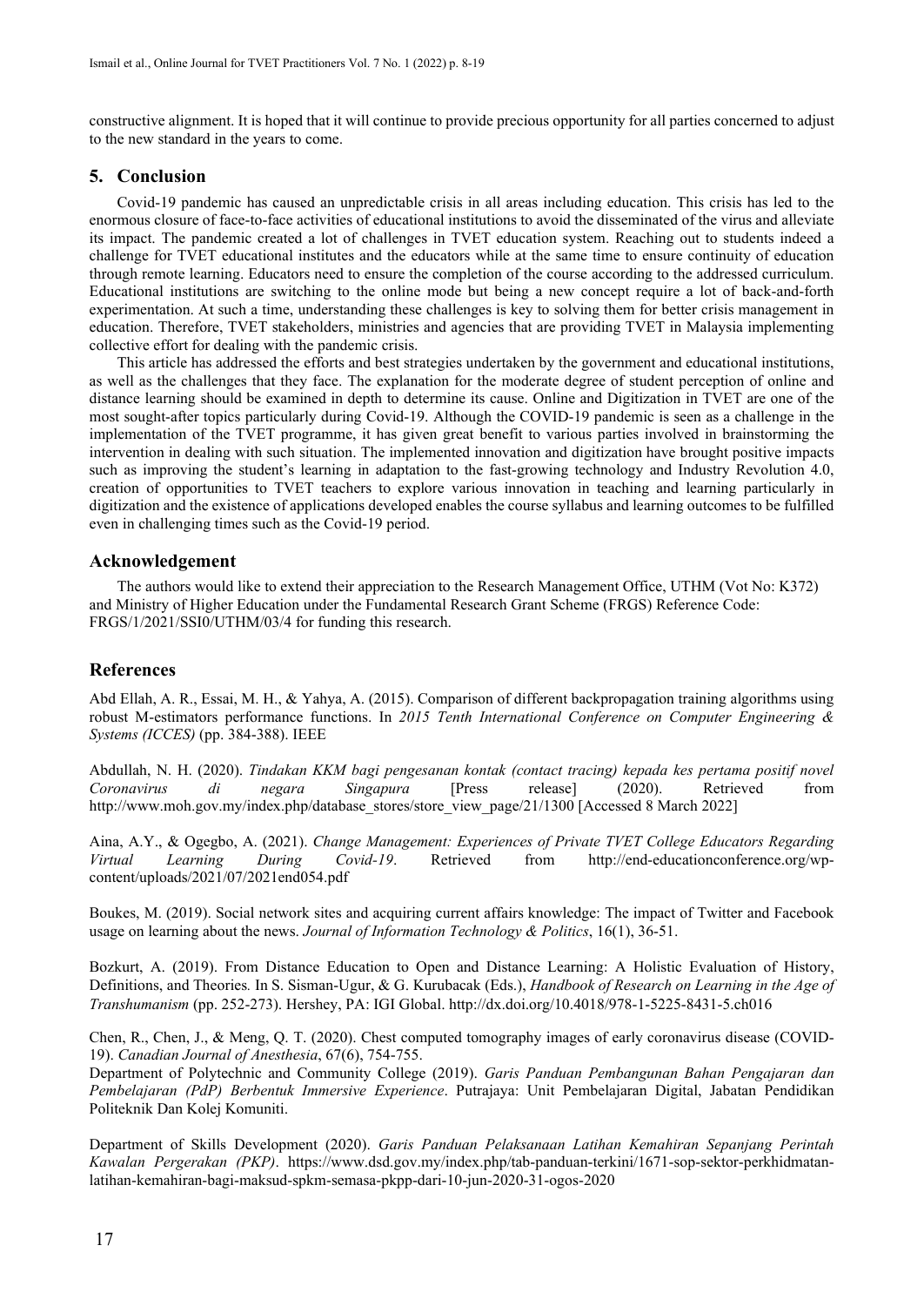constructive alignment. It is hoped that it will continue to provide precious opportunity for all parties concerned to adjust to the new standard in the years to come.

## 5. Conclusion

Covid-19 pandemic has caused an unpredictable crisis in all areas including education. This crisis has led to the enormous closure of face-to-face activities of educational institutions to avoid the disseminated of the virus and alleviate its impact. The pandemic created a lot of challenges in TVET education system. Reaching out to students indeed a challenge for TVET educational institutes and the educators while at the same time to ensure continuity of education through remote learning. Educators need to ensure the completion of the course according to the addressed curriculum. Educational institutions are switching to the online mode but being a new concept require a lot of back-and-forth experimentation. At such a time, understanding these challenges is key to solving them for better crisis management in education. Therefore, TVET stakeholders, ministries and agencies that are providing TVET in Malaysia implementing collective effort for dealing with the pandemic crisis.

This article has addressed the efforts and best strategies undertaken by the government and educational institutions, as well as the challenges that they face. The explanation for the moderate degree of student perception of online and distance learning should be examined in depth to determine its cause. Online and Digitization in TVET are one of the most sought-after topics particularly during Covid-19. Although the COVID-19 pandemic is seen as a challenge in the implementation of the TVET programme, it has given great benefit to various parties involved in brainstorming the intervention in dealing with such situation. The implemented innovation and digitization have brought positive impacts such as improving the student's learning in adaptation to the fast-growing technology and Industry Revolution 4.0, creation of opportunities to TVET teachers to explore various innovation in teaching and learning particularly in digitization and the existence of applications developed enables the course syllabus and learning outcomes to be fulfilled even in challenging times such as the Covid-19 period.

## Acknowledgement

The authors would like to extend their appreciation to the Research Management Office, UTHM (Vot No: K372) and Ministry of Higher Education under the Fundamental Research Grant Scheme (FRGS) Reference Code: FRGS/1/2021/SSI0/UTHM/03/4 for funding this research.

## References

Abd Ellah, A. R., Essai, M. H., & Yahya, A. (2015). Comparison of different backpropagation training algorithms using robust M-estimators performance functions. In *2015 Tenth International Conference on Computer Engineering & Systems (ICCES)* (pp. 384-388). IEEE

Abdullah, N. H. (2020). *Tindakan KKM bagi pengesanan kontak (contact tracing) kepada kes pertama positif novel Coronavirus di negara Singapura* [Press release] (2020). Retrieved from http://www.moh.gov.my/index.php/database_stores/store_view_page/21/1300 [Accessed 8 March 2022]

Aina, A.Y., & Ogegbo, A. (2021). *Change Management: Experiences of Private TVET College Educators Regarding Virtual Learning During Covid-19*. Retrieved from http://end-educationconference.org/wp-content/uploads/2021/07/2021end054.pdf

Boukes, M. (2019). Social network sites and acquiring current affairs knowledge: The impact of Twitter and Facebook usage on learning about the news. *Journal of Information Technology & Politics*, 16(1), 36-51.

Bozkurt, A. (2019). From Distance Education to Open and Distance Learning: A Holistic Evaluation of History, Definitions, and Theories. In S. Sisman-Ugur, & G. Kurubacak (Eds.), *Handbook of Research on Learning in the Age of Transhumanism* (pp. 252-273). Hershey, PA: IGI Global. http://dx.doi.org/10.4018/978-1-5225-8431-5.ch016

Chen, R., Chen, J., & Meng, Q. T. (2020). Chest computed tomography images of early coronavirus disease (COVID-19). *Canadian Journal of Anesthesia*, 67(6), 754-755.

Department of Polytechnic and Community College (2019). *Garis Panduan Pembangunan Bahan Pengajaran dan Pembelajaran (PdP) Berbentuk Immersive Experience*. Putrajaya: Unit Pembelajaran Digital, Jabatan Pendidikan Politeknik Dan Kolej Komuniti.

Department of Skills Development (2020). *Garis Panduan Pelaksanaan Latihan Kemahiran Sepanjang Perintah Kawalan Pergerakan (PKP)*. https://www.dsd.gov.my/index.php/tab-panduan-terkini/1671-sop-sektor-perkhidmatan-latihan-kemahiran-bagi-maksud-spkm-semasa-pkpp-dari-10-jun-2020-31-ogos-2020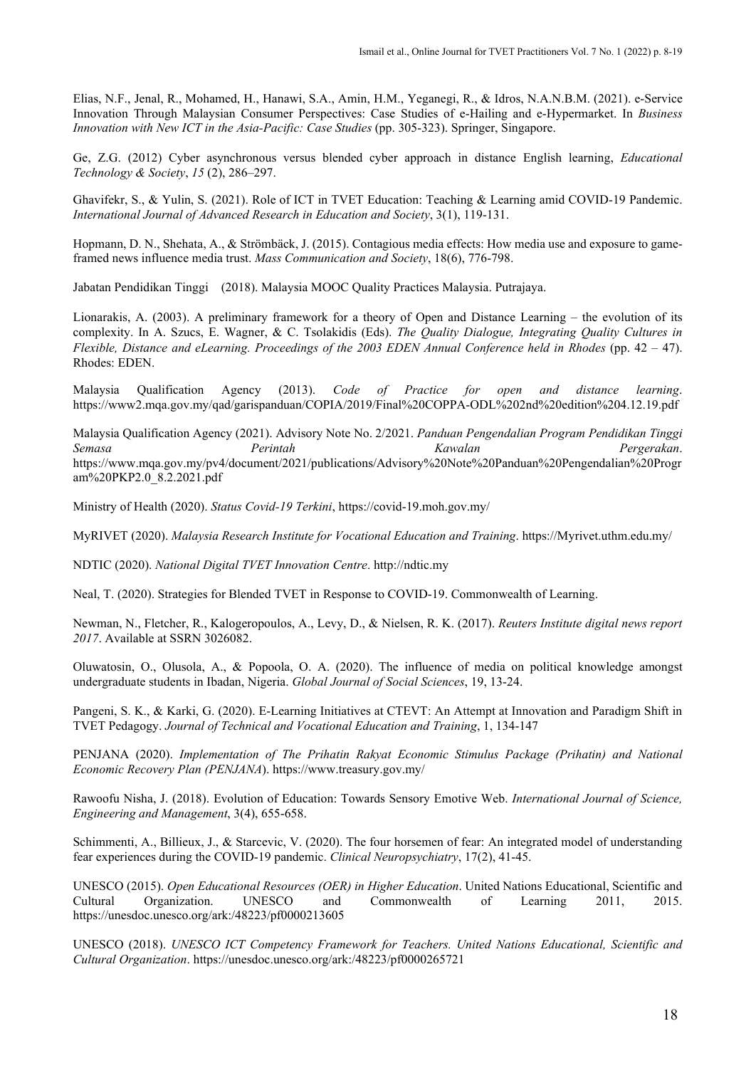Elias, N.F., Jenal, R., Mohamed, H., Hanawi, S.A., Amin, H.M., Yeganegi, R., & Idros, N.A.N.B.M. (2021). e-Service Innovation Through Malaysian Consumer Perspectives: Case Studies of e-Hailing and e-Hypermarket. In *Business Innovation with New ICT in the Asia-Pacific: Case Studies* (pp. 305-323). Springer, Singapore.

Ge, Z.G. (2012) Cyber asynchronous versus blended cyber approach in distance English learning, *Educational Technology & Society*, *15* (2), 286–297.

Ghavifekr, S., & Yulin, S. (2021). Role of ICT in TVET Education: Teaching & Learning amid COVID-19 Pandemic. *International Journal of Advanced Research in Education and Society*, 3(1), 119-131.

Hopmann, D. N., Shehata, A., & Strömbäck, J. (2015). Contagious media effects: How media use and exposure to game-framed news influence media trust. *Mass Communication and Society*, 18(6), 776-798.

Jabatan Pendidikan Tinggi (2018). Malaysia MOOC Quality Practices Malaysia. Putrajaya.

Lionarakis, A. (2003). A preliminary framework for a theory of Open and Distance Learning – the evolution of its complexity. In A. Szucs, E. Wagner, & C. Tsolakidis (Eds). *The Quality Dialogue, Integrating Quality Cultures in Flexible, Distance and eLearning. Proceedings of the 2003 EDEN Annual Conference held in Rhodes* (pp. 42 – 47). Rhodes: EDEN.

Malaysia Qualification Agency (2013). *Code of Practice for open and distance learning*. https://www2.mqa.gov.my/qad/garispanduan/COPIA/2019/Final%20COPPA-ODL%202nd%20edition%204.12.19.pdf

Malaysia Qualification Agency (2021). Advisory Note No. 2/2021. *Panduan Pengendalian Program Pendidikan Tinggi Semasa Perintah Kawalan Pergerakan*. https://www.mqa.gov.my/pv4/document/2021/publications/Advisory%20Note%20Panduan%20Pengendalian%20Program%20PKP2.0_8.2.2021.pdf

Ministry of Health (2020). *Status Covid-19 Terkini*, https://covid-19.moh.gov.my/

MyRIVET (2020). *Malaysia Research Institute for Vocational Education and Training*. https://Myrivet.uthm.edu.my/

NDTIC (2020). *National Digital TVET Innovation Centre*. http://ndtic.my

Neal, T. (2020). Strategies for Blended TVET in Response to COVID-19. Commonwealth of Learning.

Newman, N., Fletcher, R., Kalogeropoulos, A., Levy, D., & Nielsen, R. K. (2017). *Reuters Institute digital news report 2017*. Available at SSRN 3026082.

Oluwatosin, O., Olusola, A., & Popoola, O. A. (2020). The influence of media on political knowledge amongst undergraduate students in Ibadan, Nigeria. *Global Journal of Social Sciences*, 19, 13-24.

Pangeni, S. K., & Karki, G. (2020). E-Learning Initiatives at CTEVT: An Attempt at Innovation and Paradigm Shift in TVET Pedagogy. *Journal of Technical and Vocational Education and Training*, 1, 134-147

PENJANA (2020). *Implementation of The Prihatin Rakyat Economic Stimulus Package (Prihatin) and National Economic Recovery Plan (PENJANA*). https://www.treasury.gov.my/

Rawoofu Nisha, J. (2018). Evolution of Education: Towards Sensory Emotive Web. *International Journal of Science, Engineering and Management*, 3(4), 655-658.

Schimmenti, A., Billieux, J., & Starcevic, V. (2020). The four horsemen of fear: An integrated model of understanding fear experiences during the COVID-19 pandemic. *Clinical Neuropsychiatry*, 17(2), 41-45.

UNESCO (2015). *Open Educational Resources (OER) in Higher Education*. United Nations Educational, Scientific and Cultural Organization. UNESCO and Commonwealth of Learning 2011, 2015. https://unesdoc.unesco.org/ark:/48223/pf0000213605

UNESCO (2018). *UNESCO ICT Competency Framework for Teachers. United Nations Educational, Scientific and Cultural Organization*. https://unesdoc.unesco.org/ark:/48223/pf0000265721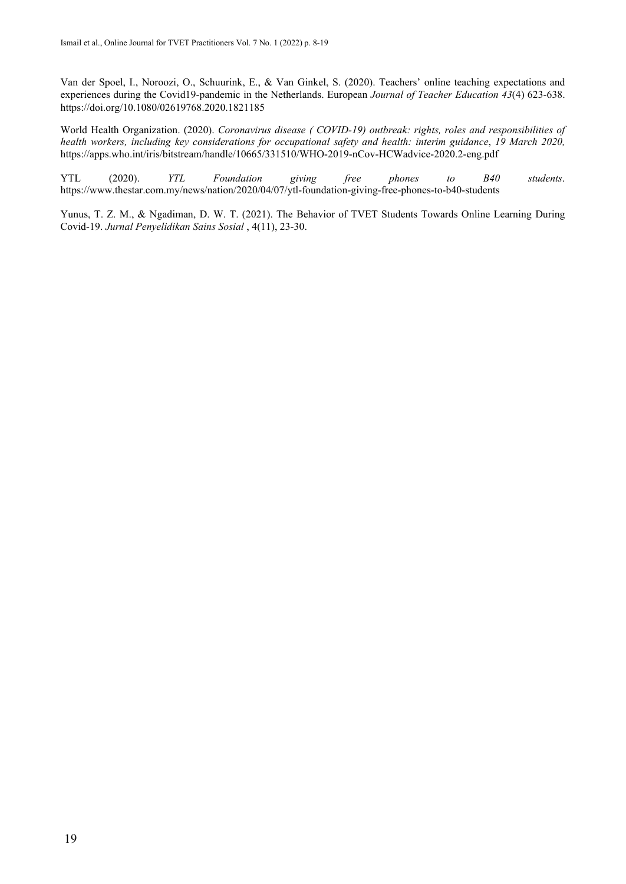Van der Spoel, I., Noroozi, O., Schuurink, E., & Van Ginkel, S. (2020). Teachers' online teaching expectations and experiences during the Covid19-pandemic in the Netherlands. European *Journal of Teacher Education 43*(4) 623-638. https://doi.org/10.1080/02619768.2020.1821185

World Health Organization. (2020). *Coronavirus disease ( COVID-19) outbreak: rights, roles and responsibilities of health workers, including key considerations for occupational safety and health: interim guidance*, *19 March 2020,* https://apps.who.int/iris/bitstream/handle/10665/331510/WHO-2019-nCov-HCWadvice-2020.2-eng.pdf

YTL (2020). *YTL Foundation giving free phones to B40 students*. https://www.thestar.com.my/news/nation/2020/04/07/ytl-foundation-giving-free-phones-to-b40-students

Yunus, T. Z. M., & Ngadiman, D. W. T. (2021). The Behavior of TVET Students Towards Online Learning During Covid-19. *Jurnal Penyelidikan Sains Sosial* , 4(11), 23-30.